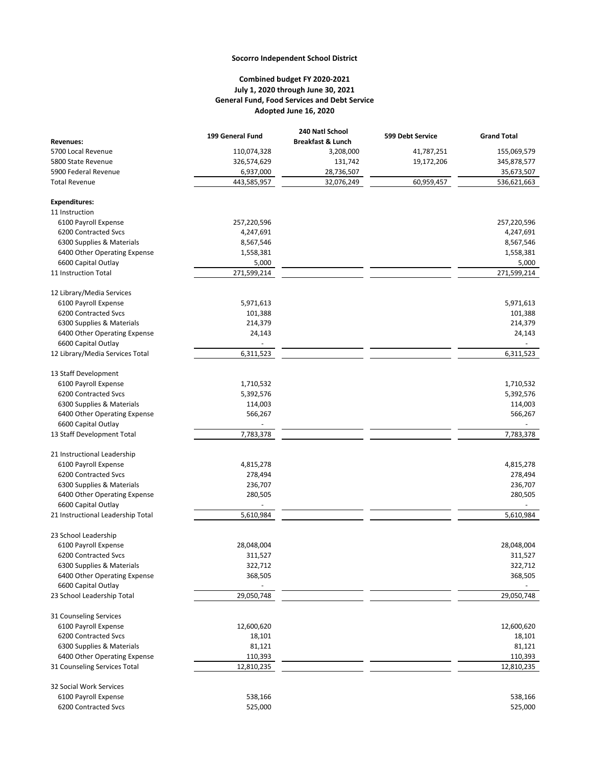**Socorro Independent School District**

**Combined budget FY 2020-2021**
**July 1, 2020 through June 30, 2021**
**General Fund, Food Services and Debt Service**
**Adopted June 16, 2020**

| Revenues: | 199 General Fund | 240 Natl School Breakfast & Lunch | 599 Debt Service | Grand Total |
|---|---|---|---|---|
| 5700 Local Revenue | 110,074,328 | 3,208,000 | 41,787,251 | 155,069,579 |
| 5800 State Revenue | 326,574,629 | 131,742 | 19,172,206 | 345,878,577 |
| 5900 Federal Revenue | 6,937,000 | 28,736,507 | | 35,673,507 |
| Total Revenue | 443,585,957 | 32,076,249 | 60,959,457 | 536,621,663 |
| | | | | |
| **Expenditures:** | | | | |
| 11 Instruction | | | | |
| 6100 Payroll Expense | 257,220,596 | | | 257,220,596 |
| 6200 Contracted Svcs | 4,247,691 | | | 4,247,691 |
| 6300 Supplies & Materials | 8,567,546 | | | 8,567,546 |
| 6400 Other Operating Expense | 1,558,381 | | | 1,558,381 |
| 6600 Capital Outlay | 5,000 | | | 5,000 |
| 11 Instruction Total | 271,599,214 | | | 271,599,214 |
| | | | | |
| 12 Library/Media Services | | | | |
| 6100 Payroll Expense | 5,971,613 | | | 5,971,613 |
| 6200 Contracted Svcs | 101,388 | | | 101,388 |
| 6300 Supplies & Materials | 214,379 | | | 214,379 |
| 6400 Other Operating Expense | 24,143 | | | 24,143 |
| 6600 Capital Outlay | - | | | - |
| 12 Library/Media Services Total | 6,311,523 | | | 6,311,523 |
| | | | | |
| 13 Staff Development | | | | |
| 6100 Payroll Expense | 1,710,532 | | | 1,710,532 |
| 6200 Contracted Svcs | 5,392,576 | | | 5,392,576 |
| 6300 Supplies & Materials | 114,003 | | | 114,003 |
| 6400 Other Operating Expense | 566,267 | | | 566,267 |
| 6600 Capital Outlay | - | | | - |
| 13 Staff Development Total | 7,783,378 | | | 7,783,378 |
| | | | | |
| 21 Instructional Leadership | | | | |
| 6100 Payroll Expense | 4,815,278 | | | 4,815,278 |
| 6200 Contracted Svcs | 278,494 | | | 278,494 |
| 6300 Supplies & Materials | 236,707 | | | 236,707 |
| 6400 Other Operating Expense | 280,505 | | | 280,505 |
| 6600 Capital Outlay | - | | | - |
| 21 Instructional Leadership Total | 5,610,984 | | | 5,610,984 |
| | | | | |
| 23 School Leadership | | | | |
| 6100 Payroll Expense | 28,048,004 | | | 28,048,004 |
| 6200 Contracted Svcs | 311,527 | | | 311,527 |
| 6300 Supplies & Materials | 322,712 | | | 322,712 |
| 6400 Other Operating Expense | 368,505 | | | 368,505 |
| 6600 Capital Outlay | - | | | - |
| 23 School Leadership Total | 29,050,748 | | | 29,050,748 |
| | | | | |
| 31 Counseling Services | | | | |
| 6100 Payroll Expense | 12,600,620 | | | 12,600,620 |
| 6200 Contracted Svcs | 18,101 | | | 18,101 |
| 6300 Supplies & Materials | 81,121 | | | 81,121 |
| 6400 Other Operating Expense | 110,393 | | | 110,393 |
| 31 Counseling Services Total | 12,810,235 | | | 12,810,235 |
| | | | | |
| 32 Social Work Services | | | | |
| 6100 Payroll Expense | 538,166 | | | 538,166 |
| 6200 Contracted Svcs | 525,000 | | | 525,000 |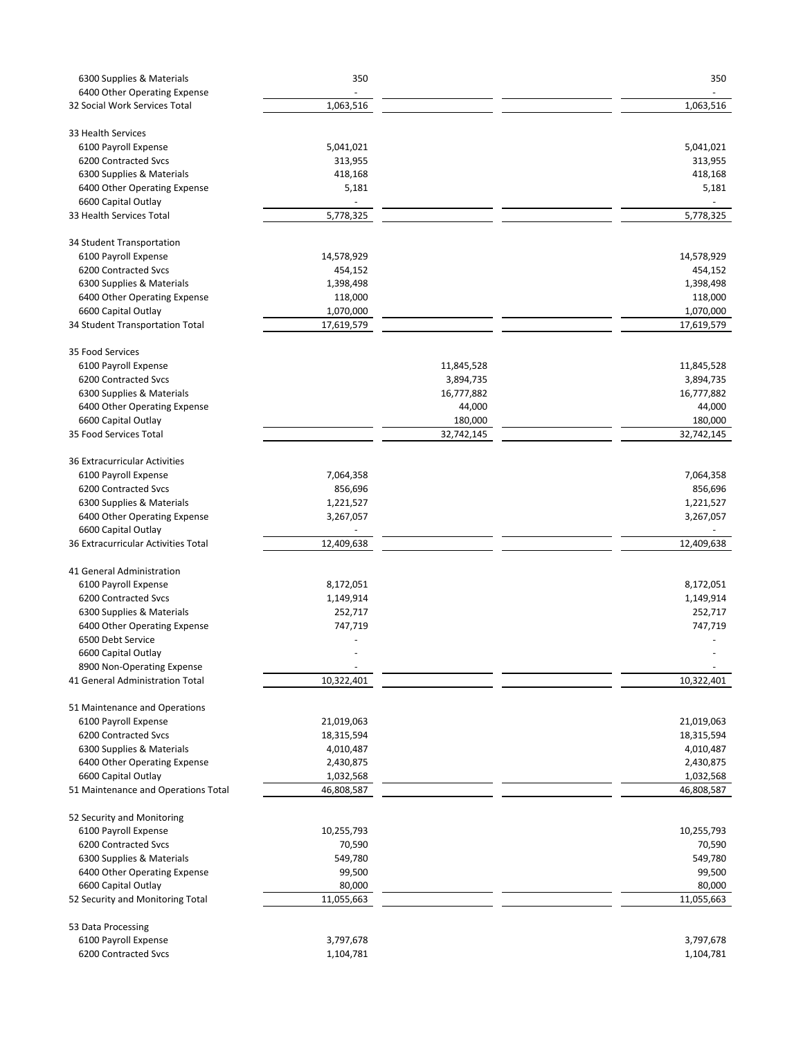| | | | | |
|---|---|---|---|---|
| 6300 Supplies & Materials | 350 | | | 350 |
| 6400 Other Operating Expense | - | | | - |
| 32 Social Work Services Total | 1,063,516 | | | 1,063,516 |
| | | | | |
| 33 Health Services | | | | |
| 6100 Payroll Expense | 5,041,021 | | | 5,041,021 |
| 6200 Contracted Svcs | 313,955 | | | 313,955 |
| 6300 Supplies & Materials | 418,168 | | | 418,168 |
| 6400 Other Operating Expense | 5,181 | | | 5,181 |
| 6600 Capital Outlay | - | | | - |
| 33 Health Services Total | 5,778,325 | | | 5,778,325 |
| | | | | |
| 34 Student Transportation | | | | |
| 6100 Payroll Expense | 14,578,929 | | | 14,578,929 |
| 6200 Contracted Svcs | 454,152 | | | 454,152 |
| 6300 Supplies & Materials | 1,398,498 | | | 1,398,498 |
| 6400 Other Operating Expense | 118,000 | | | 118,000 |
| 6600 Capital Outlay | 1,070,000 | | | 1,070,000 |
| 34 Student Transportation Total | 17,619,579 | | | 17,619,579 |
| | | | | |
| 35 Food Services | | | | |
| 6100 Payroll Expense | | 11,845,528 | | 11,845,528 |
| 6200 Contracted Svcs | | 3,894,735 | | 3,894,735 |
| 6300 Supplies & Materials | | 16,777,882 | | 16,777,882 |
| 6400 Other Operating Expense | | 44,000 | | 44,000 |
| 6600 Capital Outlay | | 180,000 | | 180,000 |
| 35 Food Services Total | | 32,742,145 | | 32,742,145 |
| | | | | |
| 36 Extracurricular Activities | | | | |
| 6100 Payroll Expense | 7,064,358 | | | 7,064,358 |
| 6200 Contracted Svcs | 856,696 | | | 856,696 |
| 6300 Supplies & Materials | 1,221,527 | | | 1,221,527 |
| 6400 Other Operating Expense | 3,267,057 | | | 3,267,057 |
| 6600 Capital Outlay | - | | | - |
| 36 Extracurricular Activities Total | 12,409,638 | | | 12,409,638 |
| | | | | |
| 41 General Administration | | | | |
| 6100 Payroll Expense | 8,172,051 | | | 8,172,051 |
| 6200 Contracted Svcs | 1,149,914 | | | 1,149,914 |
| 6300 Supplies & Materials | 252,717 | | | 252,717 |
| 6400 Other Operating Expense | 747,719 | | | 747,719 |
| 6500 Debt Service | - | | | - |
| 6600 Capital Outlay | - | | | - |
| 8900 Non-Operating Expense | - | | | - |
| 41 General Administration Total | 10,322,401 | | | 10,322,401 |
| | | | | |
| 51 Maintenance and Operations | | | | |
| 6100 Payroll Expense | 21,019,063 | | | 21,019,063 |
| 6200 Contracted Svcs | 18,315,594 | | | 18,315,594 |
| 6300 Supplies & Materials | 4,010,487 | | | 4,010,487 |
| 6400 Other Operating Expense | 2,430,875 | | | 2,430,875 |
| 6600 Capital Outlay | 1,032,568 | | | 1,032,568 |
| 51 Maintenance and Operations Total | 46,808,587 | | | 46,808,587 |
| | | | | |
| 52 Security and Monitoring | | | | |
| 6100 Payroll Expense | 10,255,793 | | | 10,255,793 |
| 6200 Contracted Svcs | 70,590 | | | 70,590 |
| 6300 Supplies & Materials | 549,780 | | | 549,780 |
| 6400 Other Operating Expense | 99,500 | | | 99,500 |
| 6600 Capital Outlay | 80,000 | | | 80,000 |
| 52 Security and Monitoring Total | 11,055,663 | | | 11,055,663 |
| | | | | |
| 53 Data Processing | | | | |
| 6100 Payroll Expense | 3,797,678 | | | 3,797,678 |
| 6200 Contracted Svcs | 1,104,781 | | | 1,104,781 |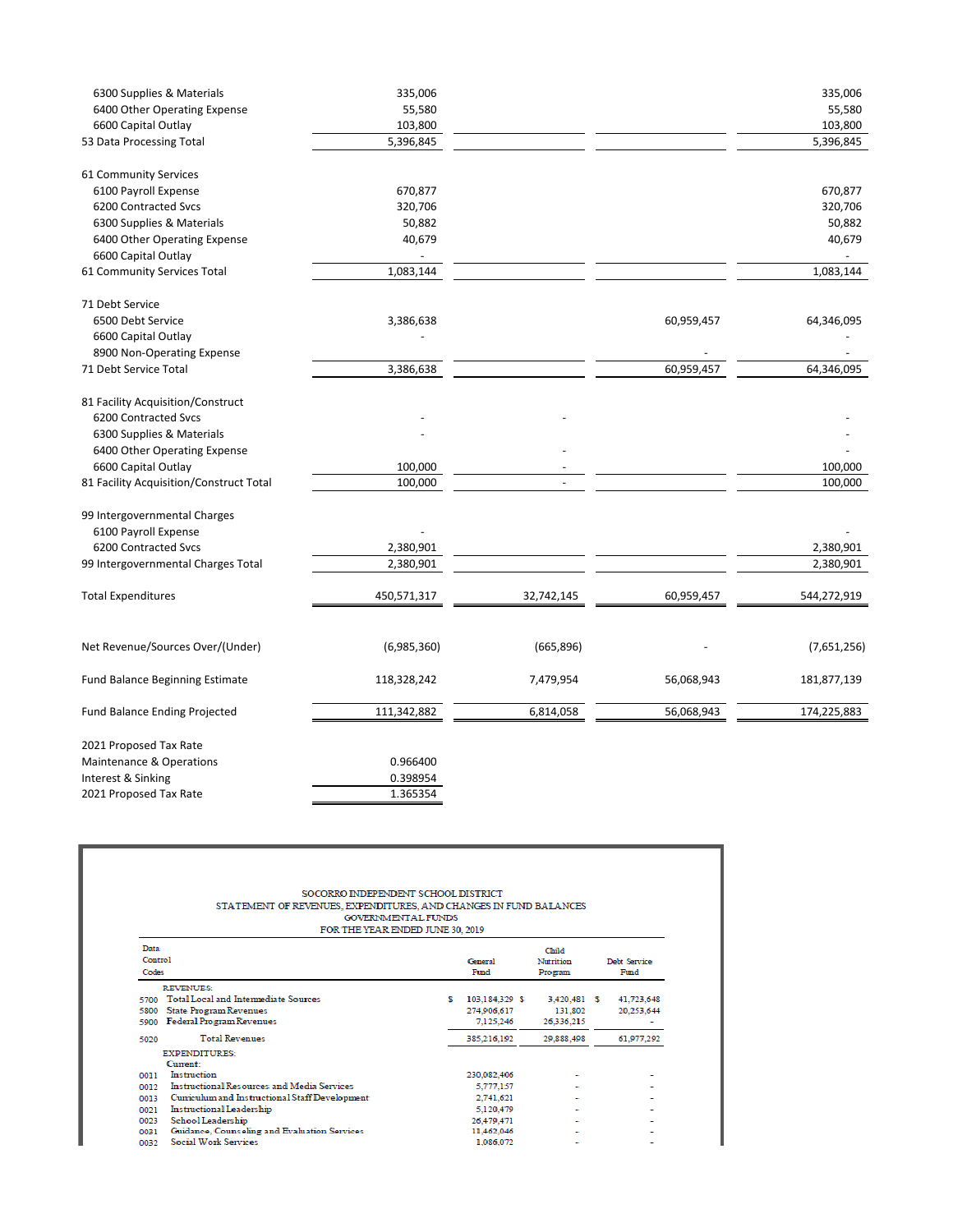| | | | | |
|---|---|---|---|---|
| 6300 Supplies & Materials | 335,006 | | | 335,006 |
| 6400 Other Operating Expense | 55,580 | | | 55,580 |
| 6600 Capital Outlay | 103,800 | | | 103,800 |
| 53 Data Processing Total | 5,396,845 | | | 5,396,845 |
| | | | | |
| 61 Community Services | | | | |
| 6100 Payroll Expense | 670,877 | | | 670,877 |
| 6200 Contracted Svcs | 320,706 | | | 320,706 |
| 6300 Supplies & Materials | 50,882 | | | 50,882 |
| 6400 Other Operating Expense | 40,679 | | | 40,679 |
| 6600 Capital Outlay | - | | | - |
| 61 Community Services Total | 1,083,144 | | | 1,083,144 |
| | | | | |
| 71 Debt Service | | | | |
| 6500 Debt Service | 3,386,638 | | 60,959,457 | 64,346,095 |
| 6600 Capital Outlay | - | | | - |
| 8900 Non-Operating Expense | | | - | - |
| 71 Debt Service Total | 3,386,638 | | 60,959,457 | 64,346,095 |
| | | | | |
| 81 Facility Acquisition/Construct | | | | |
| 6200 Contracted Svcs | - | - | | - |
| 6300 Supplies & Materials | - | | | - |
| 6400 Other Operating Expense | | - | | - |
| 6600 Capital Outlay | 100,000 | - | | 100,000 |
| 81 Facility Acquisition/Construct Total | 100,000 | - | | 100,000 |
| | | | | |
| 99 Intergovernmental Charges | | | | |
| 6100 Payroll Expense | - | | | - |
| 6200 Contracted Svcs | 2,380,901 | | | 2,380,901 |
| 99 Intergovernmental Charges Total | 2,380,901 | | | 2,380,901 |
| | | | | |
| Total Expenditures | 450,571,317 | 32,742,145 | 60,959,457 | 544,272,919 |
| | | | | |
| Net Revenue/Sources Over/(Under) | (6,985,360) | (665,896) | - | (7,651,256) |
| | | | | |
| Fund Balance Beginning Estimate | 118,328,242 | 7,479,954 | 56,068,943 | 181,877,139 |
| | | | | |
| Fund Balance Ending Projected | 111,342,882 | 6,814,058 | 56,068,943 | 174,225,883 |

| | |
|---|---|
| 2021 Proposed Tax Rate | |
| Maintenance & Operations | 0.966400 |
| Interest & Sinking | 0.398954 |
| 2021 Proposed Tax Rate | 1.365354 |

SOCORRO INDEPENDENT SCHOOL DISTRICT
STATEMENT OF REVENUES, EXPENDITURES, AND CHANGES IN FUND BALANCES
GOVERNMENTAL FUNDS
FOR THE YEAR ENDED JUNE 30, 2019

| Data Control Codes | | General Fund | Child Nutrition Program | Debt Service Fund |
|---|---|---|---|---|
| | REVENUES: | | | |
| 5700 | Total Local and Intermediate Sources | $ 103,184,329 | $ 3,420,481 | $ 41,723,648 |
| 5800 | State Program Revenues | 274,906,617 | 131,802 | 20,253,644 |
| 5900 | Federal Program Revenues | 7,125,246 | 26,336,215 | - |
| 5020 | Total Revenues | 385,216,192 | 29,888,498 | 61,977,292 |
| | EXPENDITURES: | | | |
| | Current: | | | |
| 0011 | Instruction | 230,082,406 | - | - |
| 0012 | Instructional Resources and Media Services | 5,777,157 | - | - |
| 0013 | Curriculum and Instructional Staff Development | 2,741,621 | - | - |
| 0021 | Instructional Leadership | 5,120,479 | - | - |
| 0023 | School Leadership | 26,479,471 | - | - |
| 0031 | Guidance, Counseling and Evaluation Services | 11,462,046 | - | - |
| 0032 | Social Work Services | 1,086,072 | - | - |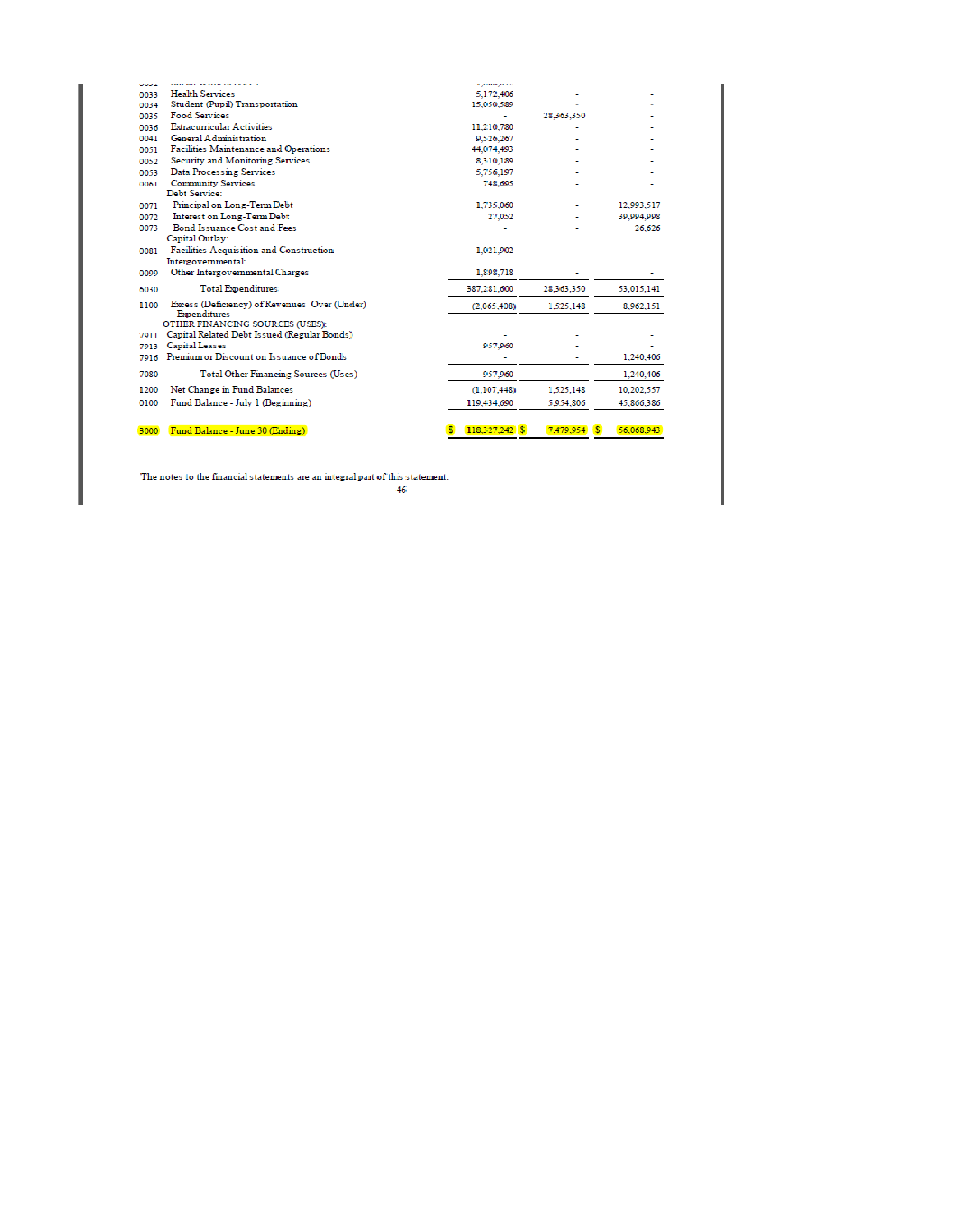| | | | | |
|---|---|---|---|---|
| 0032 | Social Work Services | 1,000,072 | | |
| 0033 | Health Services | 5,172,406 | - | - |
| 0034 | Student (Pupil) Transportation | 15,050,589 | - | - |
| 0035 | Food Services | - | 28,363,350 | - |
| 0036 | Extracurricular Activities | 11,210,780 | - | - |
| 0041 | General Administration | 9,526,267 | - | - |
| 0051 | Facilities Maintenance and Operations | 44,074,493 | - | - |
| 0052 | Security and Monitoring Services | 8,310,189 | - | - |
| 0053 | Data Processing Services | 5,756,197 | - | - |
| 0061 | Community Services | 748,695 | - | - |
| | Debt Service: | | | |
| 0071 | Principal on Long-Term Debt | 1,735,060 | - | 12,993,517 |
| 0072 | Interest on Long-Term Debt | 27,052 | - | 39,994,998 |
| 0073 | Bond Issuance Cost and Fees | - | - | 26,626 |
| | Capital Outlay: | | | |
| 0081 | Facilities Acquisition and Construction | 1,021,902 | - | - |
| | Intergovernmental: | | | |
| 0099 | Other Intergovernmental Charges | 1,898,718 | - | - |
| 6030 | Total Expenditures | 387,281,600 | 28,363,350 | 53,015,141 |
| 1100 | Excess (Deficiency) of Revenues Over (Under) Expenditures | (2,065,408) | 1,525,148 | 8,962,151 |
| | OTHER FINANCING SOURCES (USES): | | | |
| 7911 | Capital Related Debt Issued (Regular Bonds) | - | - | - |
| 7913 | Capital Leases | 957,960 | - | - |
| 7916 | Premium or Discount on Issuance of Bonds | - | - | 1,240,406 |
| 7080 | Total Other Financing Sources (Uses) | 957,960 | - | 1,240,406 |
| 1200 | Net Change in Fund Balances | (1,107,448) | 1,525,148 | 10,202,557 |
| 0100 | Fund Balance - July 1 (Beginning) | 119,434,690 | 5,954,806 | 45,866,386 |
| 3000 | Fund Balance - June 30 (Ending) | $ 118,327,242 | $ 7,479,954 | $ 56,068,943 |

The notes to the financial statements are an integral part of this statement.